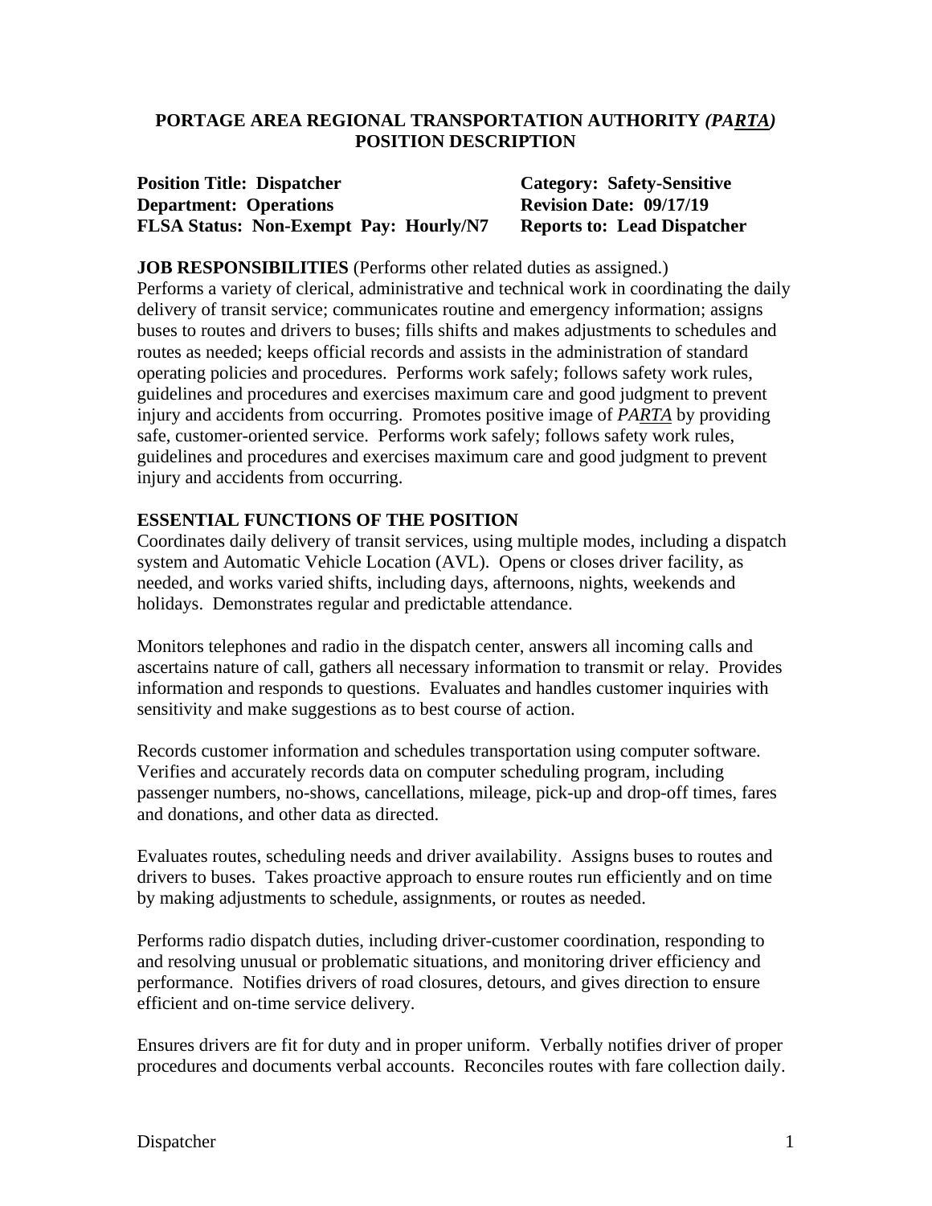**PORTAGE AREA REGIONAL TRANSPORTATION AUTHORITY *(PARTA)***
**POSITION DESCRIPTION**

**Position Title: Dispatcher** | **Category: Safety-Sensitive**
**Department: Operations** | **Revision Date: 09/17/19**
**FLSA Status: Non-Exempt Pay: Hourly/N7** | **Reports to: Lead Dispatcher**

**JOB RESPONSIBILITIES** (Performs other related duties as assigned.)
Performs a variety of clerical, administrative and technical work in coordinating the daily delivery of transit service; communicates routine and emergency information; assigns buses to routes and drivers to buses; fills shifts and makes adjustments to schedules and routes as needed; keeps official records and assists in the administration of standard operating policies and procedures. Performs work safely; follows safety work rules, guidelines and procedures and exercises maximum care and good judgment to prevent injury and accidents from occurring. Promotes positive image of *PARTA* by providing safe, customer-oriented service. Performs work safely; follows safety work rules, guidelines and procedures and exercises maximum care and good judgment to prevent injury and accidents from occurring.

**ESSENTIAL FUNCTIONS OF THE POSITION**
Coordinates daily delivery of transit services, using multiple modes, including a dispatch system and Automatic Vehicle Location (AVL). Opens or closes driver facility, as needed, and works varied shifts, including days, afternoons, nights, weekends and holidays. Demonstrates regular and predictable attendance.

Monitors telephones and radio in the dispatch center, answers all incoming calls and ascertains nature of call, gathers all necessary information to transmit or relay. Provides information and responds to questions. Evaluates and handles customer inquiries with sensitivity and make suggestions as to best course of action.

Records customer information and schedules transportation using computer software. Verifies and accurately records data on computer scheduling program, including passenger numbers, no-shows, cancellations, mileage, pick-up and drop-off times, fares and donations, and other data as directed.

Evaluates routes, scheduling needs and driver availability. Assigns buses to routes and drivers to buses. Takes proactive approach to ensure routes run efficiently and on time by making adjustments to schedule, assignments, or routes as needed.

Performs radio dispatch duties, including driver-customer coordination, responding to and resolving unusual or problematic situations, and monitoring driver efficiency and performance. Notifies drivers of road closures, detours, and gives direction to ensure efficient and on-time service delivery.

Ensures drivers are fit for duty and in proper uniform. Verbally notifies driver of proper procedures and documents verbal accounts. Reconciles routes with fare collection daily.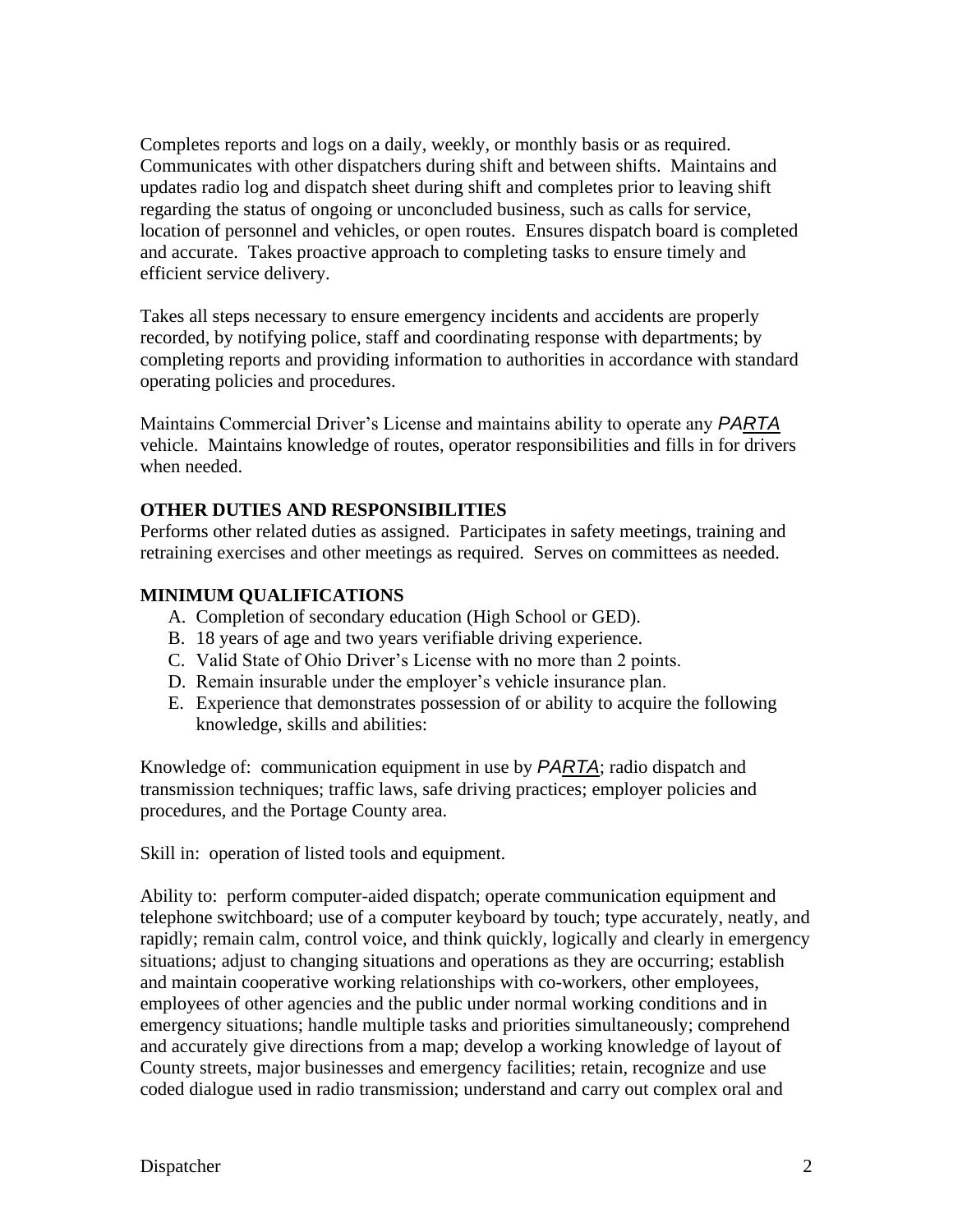Completes reports and logs on a daily, weekly, or monthly basis or as required. Communicates with other dispatchers during shift and between shifts. Maintains and updates radio log and dispatch sheet during shift and completes prior to leaving shift regarding the status of ongoing or unconcluded business, such as calls for service, location of personnel and vehicles, or open routes. Ensures dispatch board is completed and accurate. Takes proactive approach to completing tasks to ensure timely and efficient service delivery.

Takes all steps necessary to ensure emergency incidents and accidents are properly recorded, by notifying police, staff and coordinating response with departments; by completing reports and providing information to authorities in accordance with standard operating policies and procedures.

Maintains Commercial Driver's License and maintains ability to operate any *PARTA* vehicle. Maintains knowledge of routes, operator responsibilities and fills in for drivers when needed.

**OTHER DUTIES AND RESPONSIBILITIES**

Performs other related duties as assigned. Participates in safety meetings, training and retraining exercises and other meetings as required. Serves on committees as needed.

**MINIMUM QUALIFICATIONS**

A. Completion of secondary education (High School or GED).
B. 18 years of age and two years verifiable driving experience.
C. Valid State of Ohio Driver's License with no more than 2 points.
D. Remain insurable under the employer's vehicle insurance plan.
E. Experience that demonstrates possession of or ability to acquire the following knowledge, skills and abilities:

Knowledge of: communication equipment in use by *PARTA*; radio dispatch and transmission techniques; traffic laws, safe driving practices; employer policies and procedures, and the Portage County area.

Skill in: operation of listed tools and equipment.

Ability to: perform computer-aided dispatch; operate communication equipment and telephone switchboard; use of a computer keyboard by touch; type accurately, neatly, and rapidly; remain calm, control voice, and think quickly, logically and clearly in emergency situations; adjust to changing situations and operations as they are occurring; establish and maintain cooperative working relationships with co-workers, other employees, employees of other agencies and the public under normal working conditions and in emergency situations; handle multiple tasks and priorities simultaneously; comprehend and accurately give directions from a map; develop a working knowledge of layout of County streets, major businesses and emergency facilities; retain, recognize and use coded dialogue used in radio transmission; understand and carry out complex oral and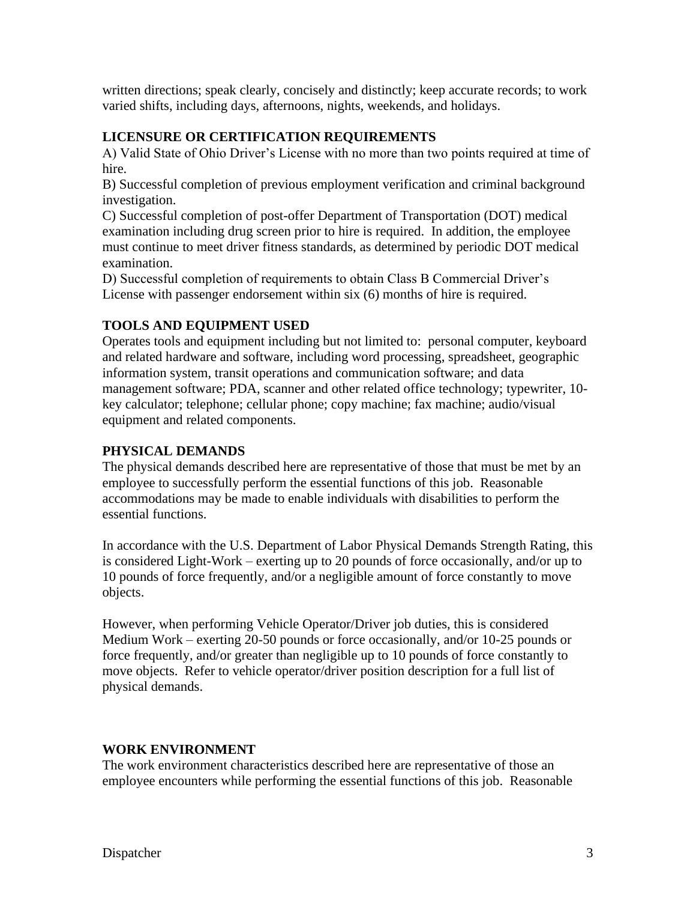written directions; speak clearly, concisely and distinctly; keep accurate records; to work varied shifts, including days, afternoons, nights, weekends, and holidays.

## LICENSURE OR CERTIFICATION REQUIREMENTS

A) Valid State of Ohio Driver's License with no more than two points required at time of hire.
B) Successful completion of previous employment verification and criminal background investigation.
C) Successful completion of post-offer Department of Transportation (DOT) medical examination including drug screen prior to hire is required. In addition, the employee must continue to meet driver fitness standards, as determined by periodic DOT medical examination.
D) Successful completion of requirements to obtain Class B Commercial Driver's License with passenger endorsement within six (6) months of hire is required.

## TOOLS AND EQUIPMENT USED

Operates tools and equipment including but not limited to: personal computer, keyboard and related hardware and software, including word processing, spreadsheet, geographic information system, transit operations and communication software; and data management software; PDA, scanner and other related office technology; typewriter, 10-key calculator; telephone; cellular phone; copy machine; fax machine; audio/visual equipment and related components.

## PHYSICAL DEMANDS

The physical demands described here are representative of those that must be met by an employee to successfully perform the essential functions of this job. Reasonable accommodations may be made to enable individuals with disabilities to perform the essential functions.

In accordance with the U.S. Department of Labor Physical Demands Strength Rating, this is considered Light-Work – exerting up to 20 pounds of force occasionally, and/or up to 10 pounds of force frequently, and/or a negligible amount of force constantly to move objects.

However, when performing Vehicle Operator/Driver job duties, this is considered Medium Work – exerting 20-50 pounds or force occasionally, and/or 10-25 pounds or force frequently, and/or greater than negligible up to 10 pounds of force constantly to move objects. Refer to vehicle operator/driver position description for a full list of physical demands.

## WORK ENVIRONMENT

The work environment characteristics described here are representative of those an employee encounters while performing the essential functions of this job. Reasonable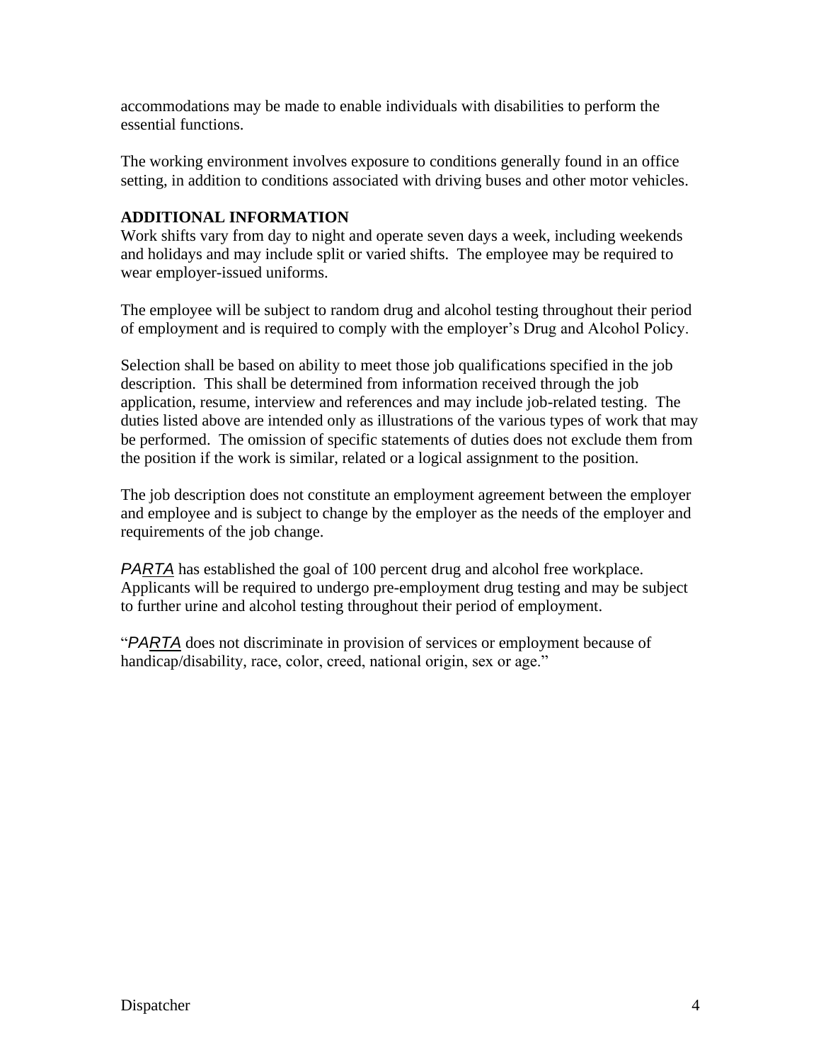accommodations may be made to enable individuals with disabilities to perform the essential functions.

The working environment involves exposure to conditions generally found in an office setting, in addition to conditions associated with driving buses and other motor vehicles.

**ADDITIONAL INFORMATION**

Work shifts vary from day to night and operate seven days a week, including weekends and holidays and may include split or varied shifts. The employee may be required to wear employer-issued uniforms.

The employee will be subject to random drug and alcohol testing throughout their period of employment and is required to comply with the employer's Drug and Alcohol Policy.

Selection shall be based on ability to meet those job qualifications specified in the job description. This shall be determined from information received through the job application, resume, interview and references and may include job-related testing. The duties listed above are intended only as illustrations of the various types of work that may be performed. The omission of specific statements of duties does not exclude them from the position if the work is similar, related or a logical assignment to the position.

The job description does not constitute an employment agreement between the employer and employee and is subject to change by the employer as the needs of the employer and requirements of the job change.

*PARTA* has established the goal of 100 percent drug and alcohol free workplace. Applicants will be required to undergo pre-employment drug testing and may be subject to further urine and alcohol testing throughout their period of employment.

"*PARTA* does not discriminate in provision of services or employment because of handicap/disability, race, color, creed, national origin, sex or age."